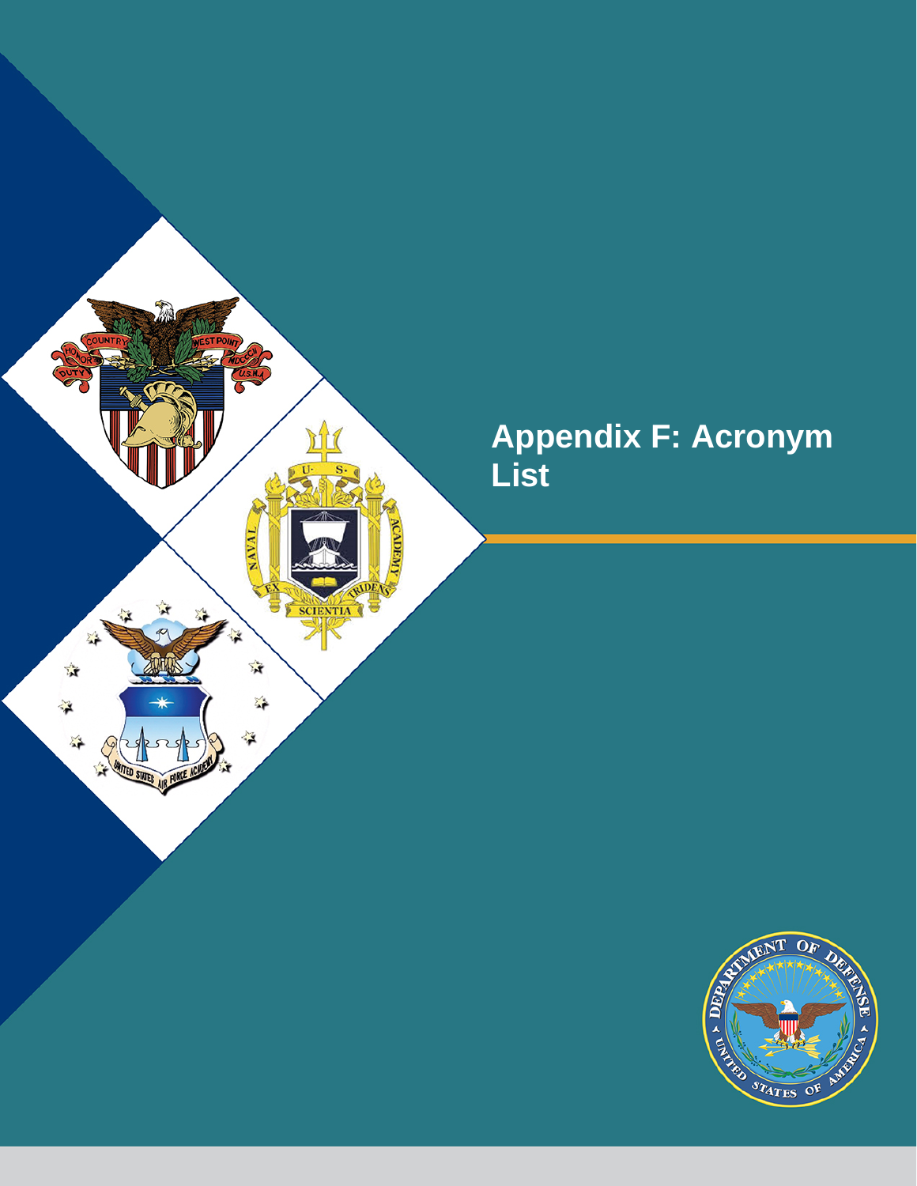# Appendix F: Acronym List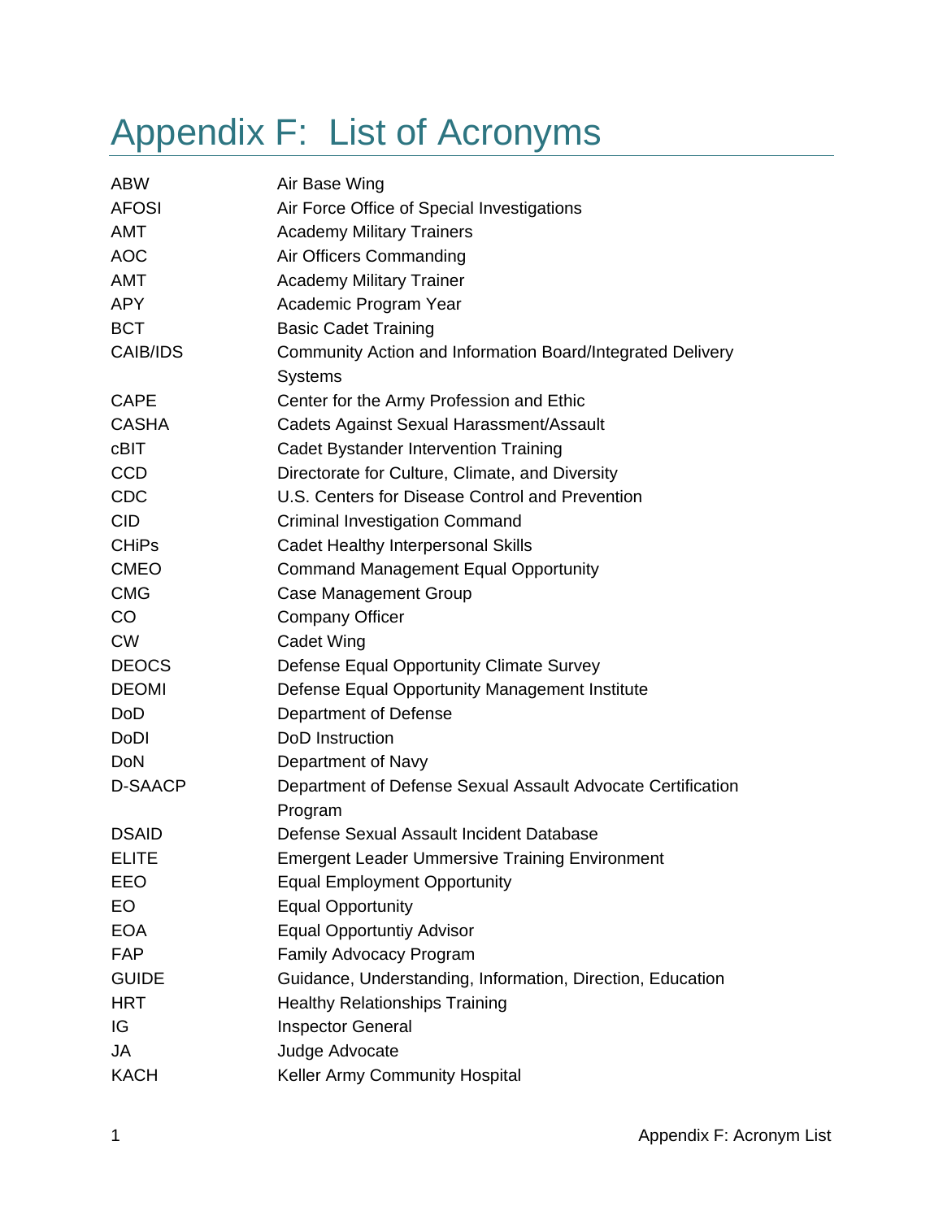# Appendix F: List of Acronyms

| | |
|---|---|
| ABW | Air Base Wing |
| AFOSI | Air Force Office of Special Investigations |
| AMT | Academy Military Trainers |
| AOC | Air Officers Commanding |
| AMT | Academy Military Trainer |
| APY | Academic Program Year |
| BCT | Basic Cadet Training |
| CAIB/IDS | Community Action and Information Board/Integrated Delivery Systems |
| CAPE | Center for the Army Profession and Ethic |
| CASHA | Cadets Against Sexual Harassment/Assault |
| cBIT | Cadet Bystander Intervention Training |
| CCD | Directorate for Culture, Climate, and Diversity |
| CDC | U.S. Centers for Disease Control and Prevention |
| CID | Criminal Investigation Command |
| CHiPs | Cadet Healthy Interpersonal Skills |
| CMEO | Command Management Equal Opportunity |
| CMG | Case Management Group |
| CO | Company Officer |
| CW | Cadet Wing |
| DEOCS | Defense Equal Opportunity Climate Survey |
| DEOMI | Defense Equal Opportunity Management Institute |
| DoD | Department of Defense |
| DoDI | DoD Instruction |
| DoN | Department of Navy |
| D-SAACP | Department of Defense Sexual Assault Advocate Certification Program |
| DSAID | Defense Sexual Assault Incident Database |
| ELITE | Emergent Leader Ummersive Training Environment |
| EEO | Equal Employment Opportunity |
| EO | Equal Opportunity |
| EOA | Equal Opportuntiy Advisor |
| FAP | Family Advocacy Program |
| GUIDE | Guidance, Understanding, Information, Direction, Education |
| HRT | Healthy Relationships Training |
| IG | Inspector General |
| JA | Judge Advocate |
| KACH | Keller Army Community Hospital |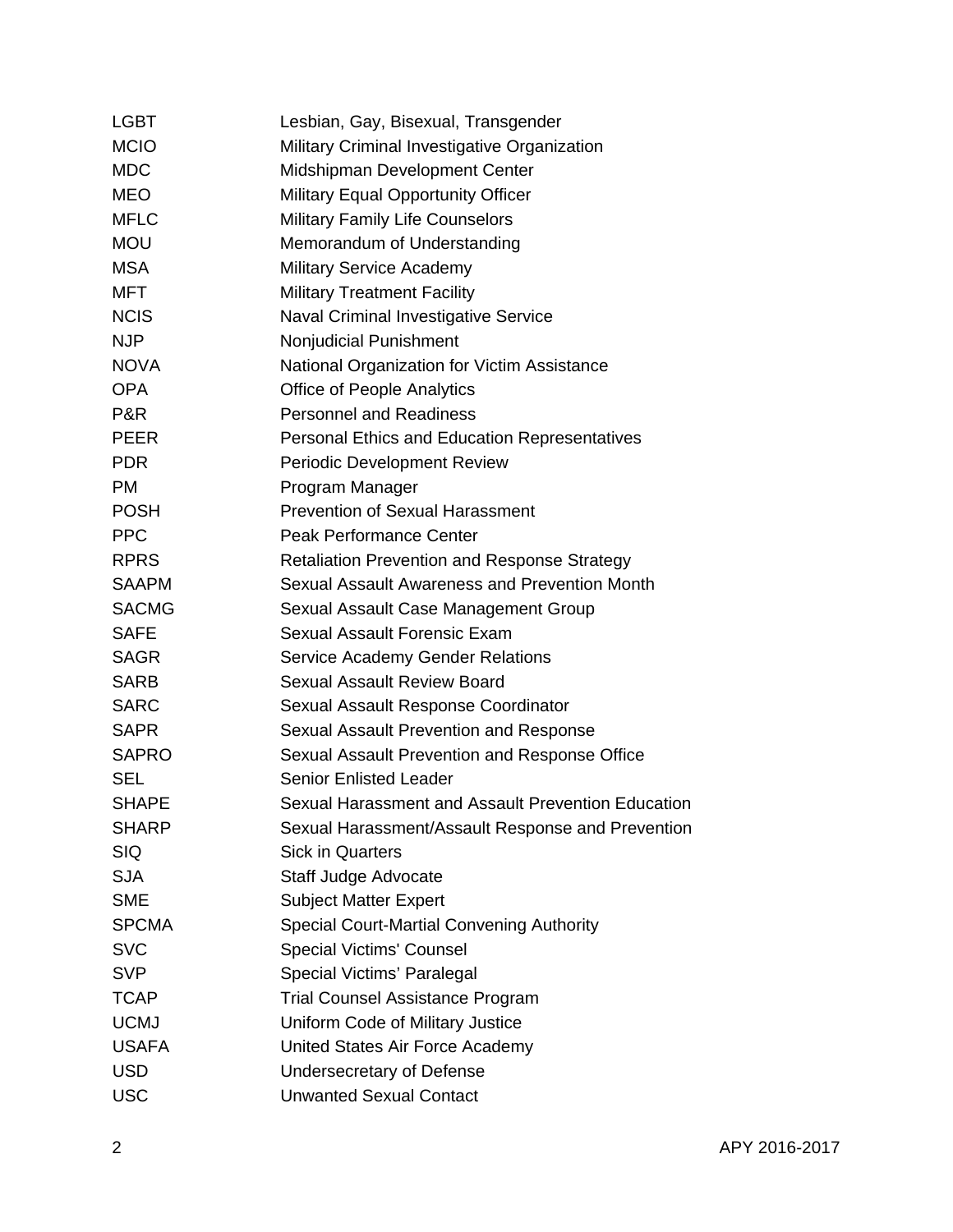| | |
|---|---|
| LGBT | Lesbian, Gay, Bisexual, Transgender |
| MCIO | Military Criminal Investigative Organization |
| MDC | Midshipman Development Center |
| MEO | Military Equal Opportunity Officer |
| MFLC | Military Family Life Counselors |
| MOU | Memorandum of Understanding |
| MSA | Military Service Academy |
| MFT | Military Treatment Facility |
| NCIS | Naval Criminal Investigative Service |
| NJP | Nonjudicial Punishment |
| NOVA | National Organization for Victim Assistance |
| OPA | Office of People Analytics |
| P&R | Personnel and Readiness |
| PEER | Personal Ethics and Education Representatives |
| PDR | Periodic Development Review |
| PM | Program Manager |
| POSH | Prevention of Sexual Harassment |
| PPC | Peak Performance Center |
| RPRS | Retaliation Prevention and Response Strategy |
| SAAPM | Sexual Assault Awareness and Prevention Month |
| SACMG | Sexual Assault Case Management Group |
| SAFE | Sexual Assault Forensic Exam |
| SAGR | Service Academy Gender Relations |
| SARB | Sexual Assault Review Board |
| SARC | Sexual Assault Response Coordinator |
| SAPR | Sexual Assault Prevention and Response |
| SAPRO | Sexual Assault Prevention and Response Office |
| SEL | Senior Enlisted Leader |
| SHAPE | Sexual Harassment and Assault Prevention Education |
| SHARP | Sexual Harassment/Assault Response and Prevention |
| SIQ | Sick in Quarters |
| SJA | Staff Judge Advocate |
| SME | Subject Matter Expert |
| SPCMA | Special Court-Martial Convening Authority |
| SVC | Special Victims' Counsel |
| SVP | Special Victims' Paralegal |
| TCAP | Trial Counsel Assistance Program |
| UCMJ | Uniform Code of Military Justice |
| USAFA | United States Air Force Academy |
| USD | Undersecretary of Defense |
| USC | Unwanted Sexual Contact |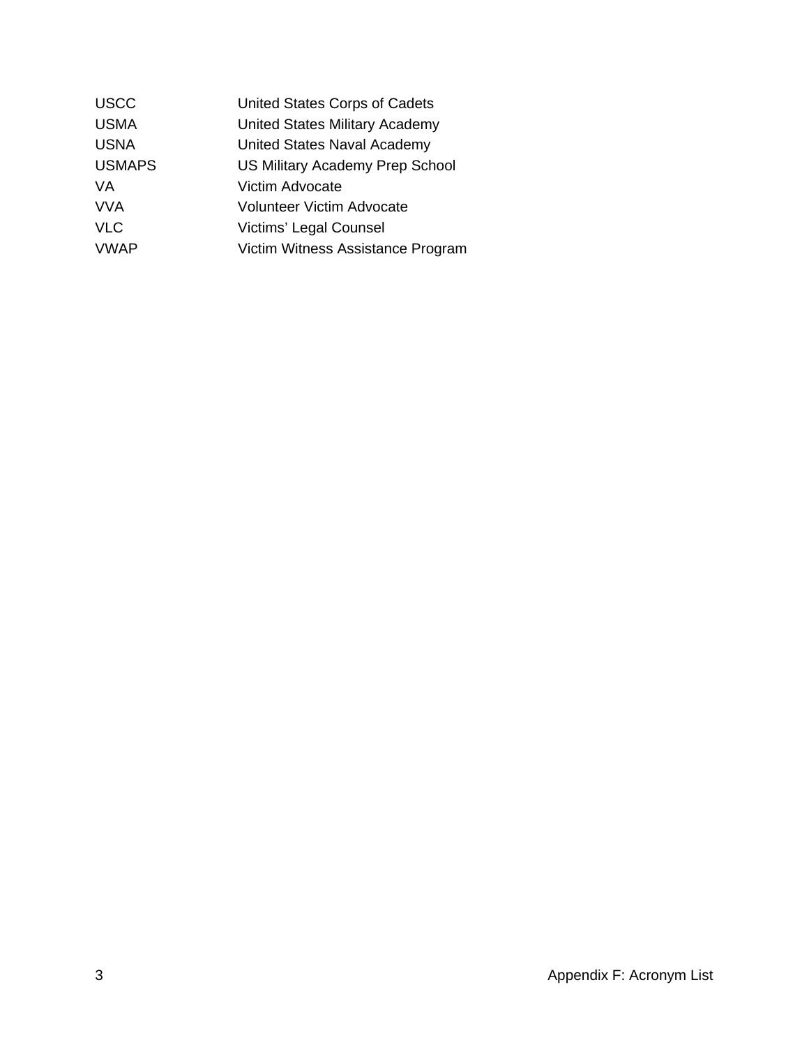| | |
|---|---|
| USCC | United States Corps of Cadets |
| USMA | United States Military Academy |
| USNA | United States Naval Academy |
| USMAPS | US Military Academy Prep School |
| VA | Victim Advocate |
| VVA | Volunteer Victim Advocate |
| VLC | Victims’ Legal Counsel |
| VWAP | Victim Witness Assistance Program |